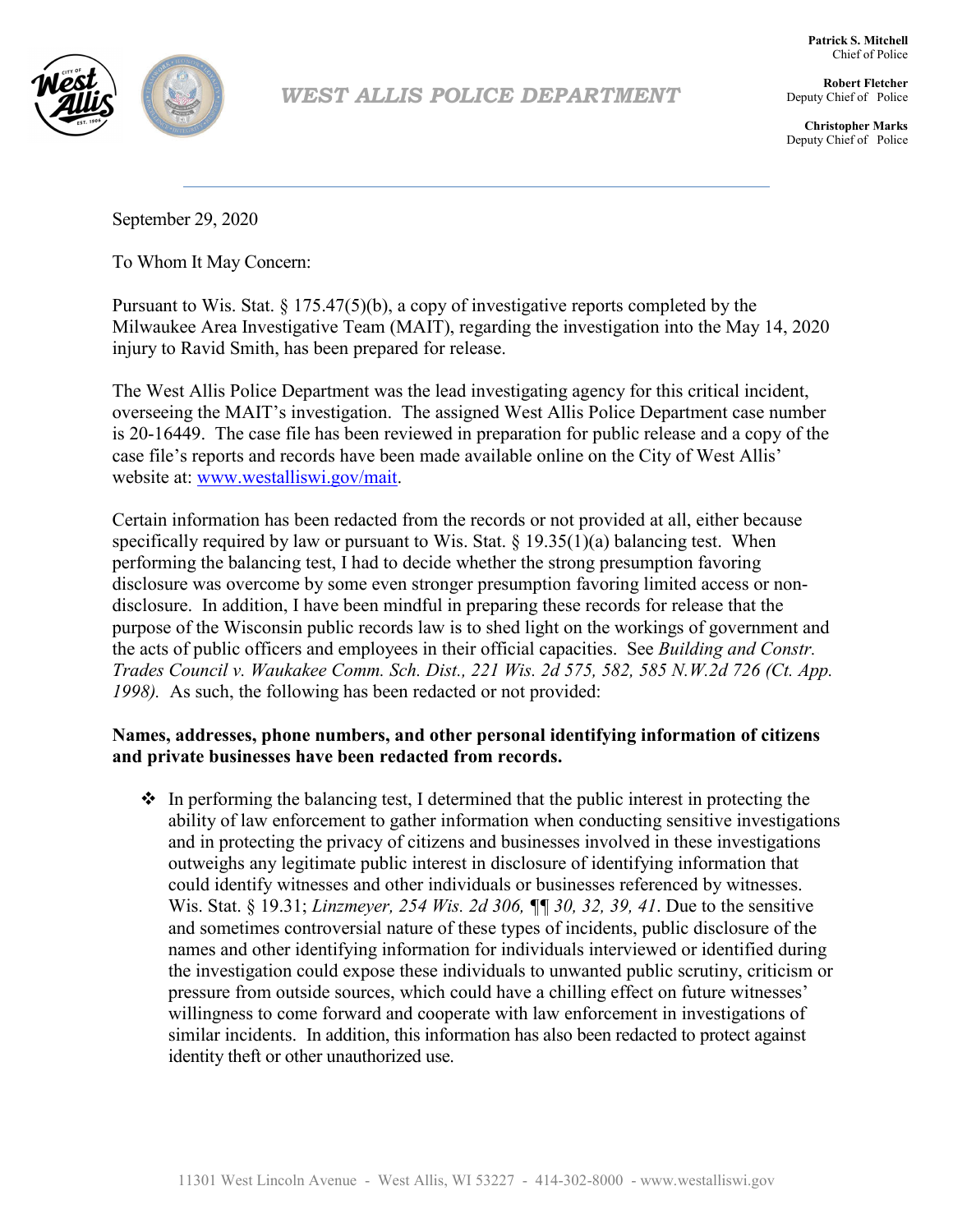# WEST ALLIS POLICE DEPARTMENT

**Patrick S. Mitchell**
Chief of Police

**Robert Fletcher**
Deputy Chief of Police

**Christopher Marks**
Deputy Chief of Police

September 29, 2020

To Whom It May Concern:

Pursuant to Wis. Stat. § 175.47(5)(b), a copy of investigative reports completed by the Milwaukee Area Investigative Team (MAIT), regarding the investigation into the May 14, 2020 injury to Ravid Smith, has been prepared for release.

The West Allis Police Department was the lead investigating agency for this critical incident, overseeing the MAIT's investigation. The assigned West Allis Police Department case number is 20-16449. The case file has been reviewed in preparation for public release and a copy of the case file's reports and records have been made available online on the City of West Allis' website at: [www.westalliswi.gov/mait](http://www.westalliswi.gov/mait).

Certain information has been redacted from the records or not provided at all, either because specifically required by law or pursuant to Wis. Stat. § 19.35(1)(a) balancing test. When performing the balancing test, I had to decide whether the strong presumption favoring disclosure was overcome by some even stronger presumption favoring limited access or non-disclosure. In addition, I have been mindful in preparing these records for release that the purpose of the Wisconsin public records law is to shed light on the workings of government and the acts of public officers and employees in their official capacities. See *Building and Constr. Trades Council v. Waukakee Comm. Sch. Dist., 221 Wis. 2d 575, 582, 585 N.W.2d 726 (Ct. App. 1998).* As such, the following has been redacted or not provided:

**Names, addresses, phone numbers, and other personal identifying information of citizens and private businesses have been redacted from records.**

- In performing the balancing test, I determined that the public interest in protecting the ability of law enforcement to gather information when conducting sensitive investigations and in protecting the privacy of citizens and businesses involved in these investigations outweighs any legitimate public interest in disclosure of identifying information that could identify witnesses and other individuals or businesses referenced by witnesses. Wis. Stat. § 19.31; *Linzmeyer, 254 Wis. 2d 306, ¶¶ 30, 32, 39, 41*. Due to the sensitive and sometimes controversial nature of these types of incidents, public disclosure of the names and other identifying information for individuals interviewed or identified during the investigation could expose these individuals to unwanted public scrutiny, criticism or pressure from outside sources, which could have a chilling effect on future witnesses' willingness to come forward and cooperate with law enforcement in investigations of similar incidents. In addition, this information has also been redacted to protect against identity theft or other unauthorized use.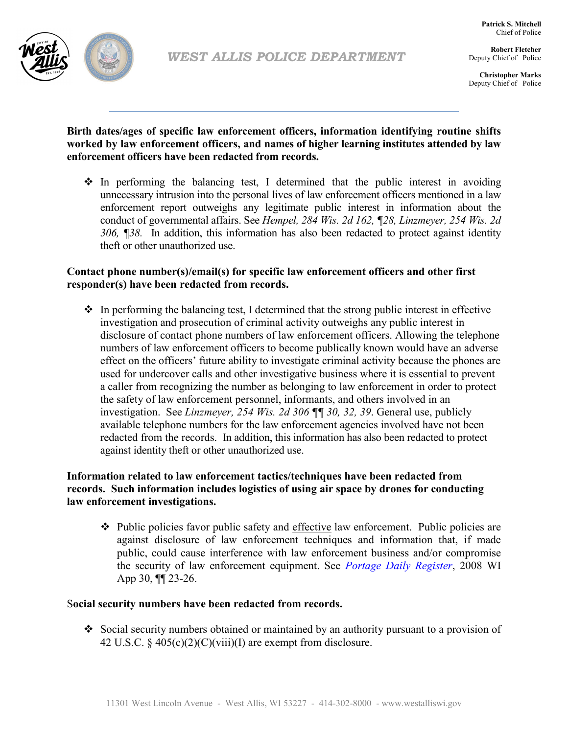**Birth dates/ages of specific law enforcement officers, information identifying routine shifts worked by law enforcement officers, and names of higher learning institutes attended by law enforcement officers have been redacted from records.**

- In performing the balancing test, I determined that the public interest in avoiding unnecessary intrusion into the personal lives of law enforcement officers mentioned in a law enforcement report outweighs any legitimate public interest in information about the conduct of governmental affairs. See *Hempel, 284 Wis. 2d 162, ¶28, Linzmeyer, 254 Wis. 2d 306, ¶38.* In addition, this information has also been redacted to protect against identity theft or other unauthorized use.

**Contact phone number(s)/email(s) for specific law enforcement officers and other first responder(s) have been redacted from records.**

- In performing the balancing test, I determined that the strong public interest in effective investigation and prosecution of criminal activity outweighs any public interest in disclosure of contact phone numbers of law enforcement officers. Allowing the telephone numbers of law enforcement officers to become publically known would have an adverse effect on the officers' future ability to investigate criminal activity because the phones are used for undercover calls and other investigative business where it is essential to prevent a caller from recognizing the number as belonging to law enforcement in order to protect the safety of law enforcement personnel, informants, and others involved in an investigation. See *Linzmeyer, 254 Wis. 2d 306 ¶¶ 30, 32, 39*. General use, publicly available telephone numbers for the law enforcement agencies involved have not been redacted from the records. In addition, this information has also been redacted to protect against identity theft or other unauthorized use.

**Information related to law enforcement tactics/techniques have been redacted from records. Such information includes logistics of using air space by drones for conducting law enforcement investigations.**

- Public policies favor public safety and effective law enforcement. Public policies are against disclosure of law enforcement techniques and information that, if made public, could cause interference with law enforcement business and/or compromise the security of law enforcement equipment. See *Portage Daily Register*, 2008 WI App 30, ¶¶ 23-26.

**Social security numbers have been redacted from records.**

- Social security numbers obtained or maintained by an authority pursuant to a provision of 42 U.S.C. § 405(c)(2)(C)(viii)(I) are exempt from disclosure.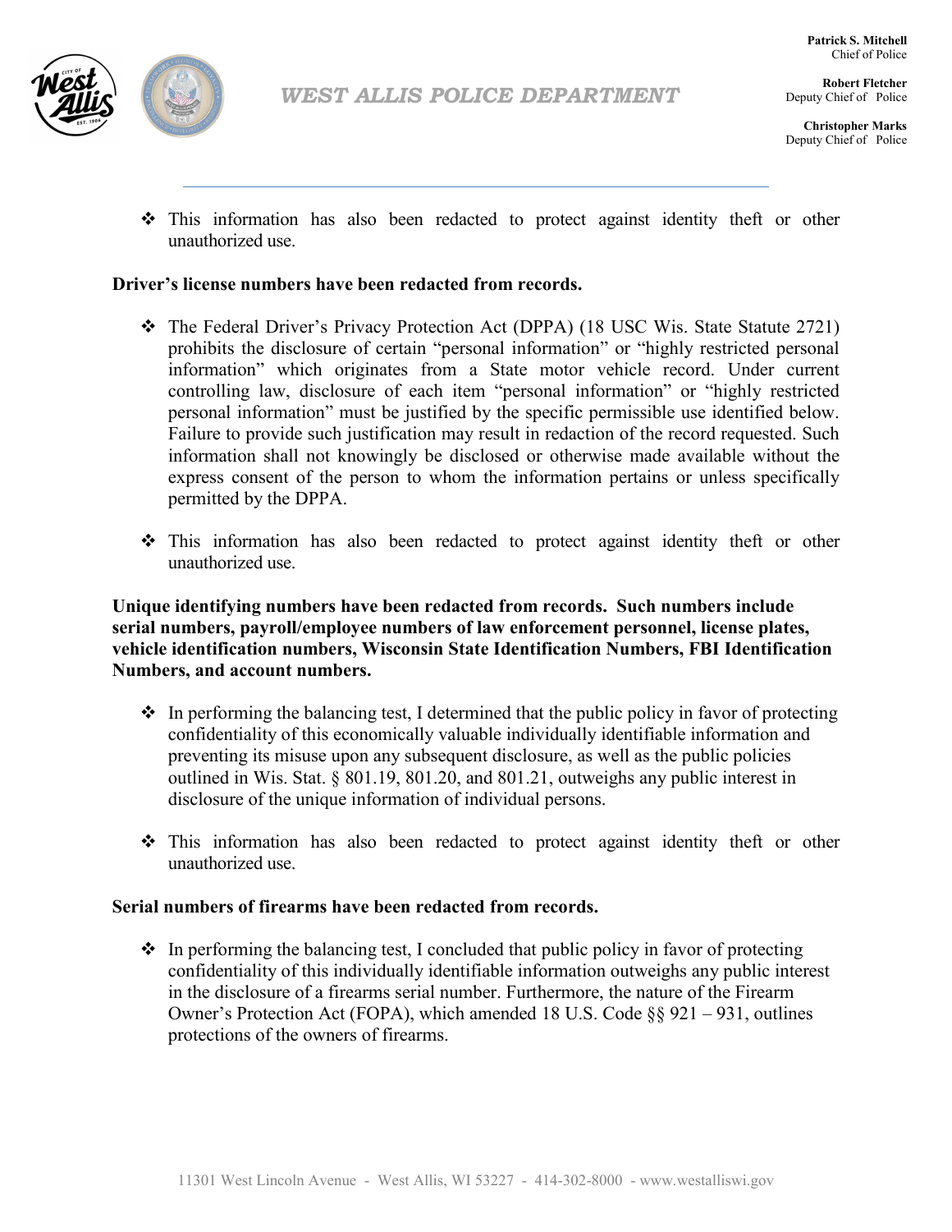- This information has also been redacted to protect against identity theft or other unauthorized use.

**Driver's license numbers have been redacted from records.**

- The Federal Driver's Privacy Protection Act (DPPA) (18 USC Wis. State Statute 2721) prohibits the disclosure of certain "personal information" or "highly restricted personal information" which originates from a State motor vehicle record. Under current controlling law, disclosure of each item "personal information" or "highly restricted personal information" must be justified by the specific permissible use identified below. Failure to provide such justification may result in redaction of the record requested. Such information shall not knowingly be disclosed or otherwise made available without the express consent of the person to whom the information pertains or unless specifically permitted by the DPPA.

- This information has also been redacted to protect against identity theft or other unauthorized use.

**Unique identifying numbers have been redacted from records. Such numbers include serial numbers, payroll/employee numbers of law enforcement personnel, license plates, vehicle identification numbers, Wisconsin State Identification Numbers, FBI Identification Numbers, and account numbers.**

- In performing the balancing test, I determined that the public policy in favor of protecting confidentiality of this economically valuable individually identifiable information and preventing its misuse upon any subsequent disclosure, as well as the public policies outlined in Wis. Stat. § 801.19, 801.20, and 801.21, outweighs any public interest in disclosure of the unique information of individual persons.

- This information has also been redacted to protect against identity theft or other unauthorized use.

**Serial numbers of firearms have been redacted from records.**

- In performing the balancing test, I concluded that public policy in favor of protecting confidentiality of this individually identifiable information outweighs any public interest in the disclosure of a firearms serial number. Furthermore, the nature of the Firearm Owner's Protection Act (FOPA), which amended 18 U.S. Code §§ 921 – 931, outlines protections of the owners of firearms.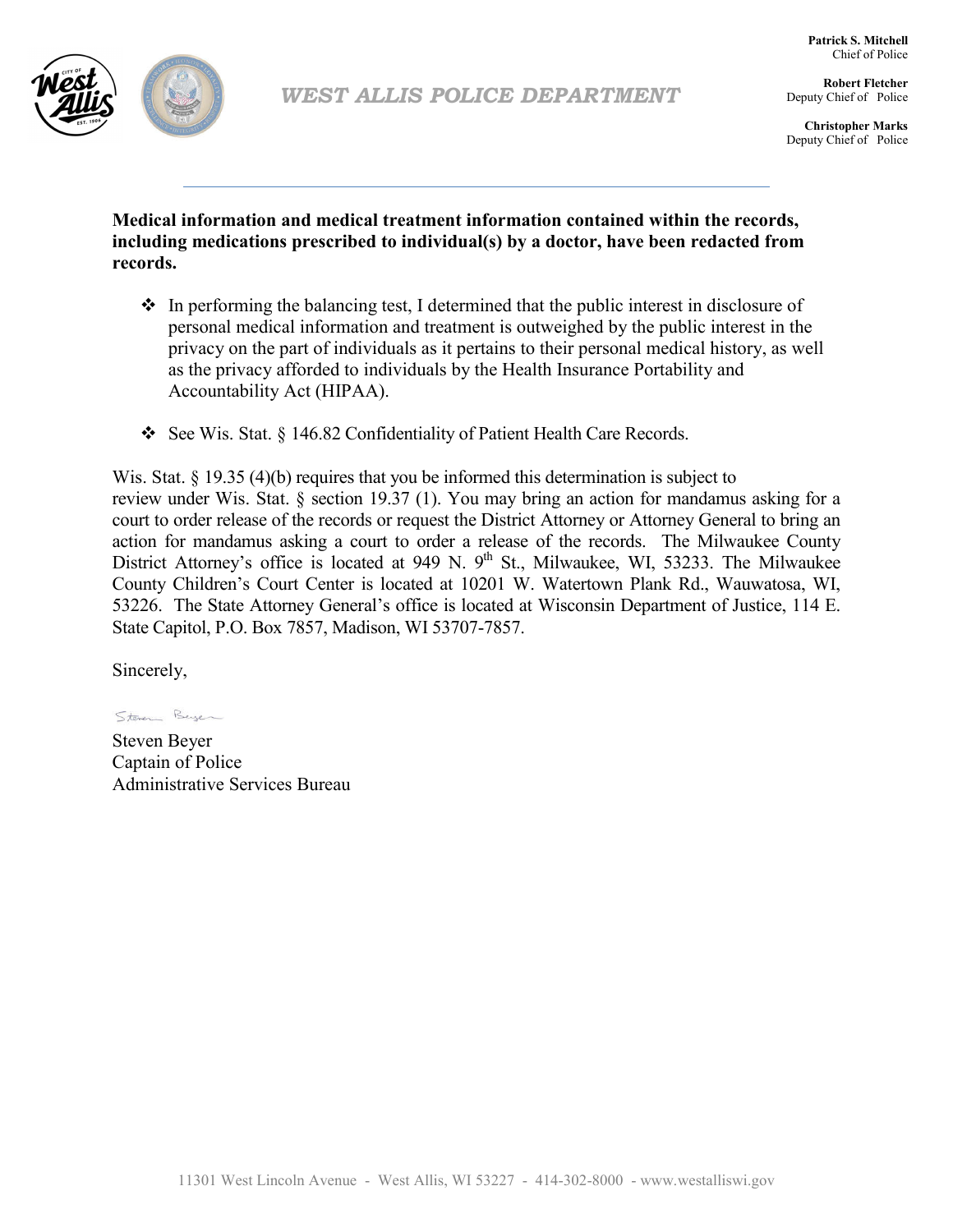**WEST ALLIS POLICE DEPARTMENT**

**Patrick S. Mitchell**
Chief of Police

**Robert Fletcher**
Deputy Chief of Police

**Christopher Marks**
Deputy Chief of Police

---

**Medical information and medical treatment information contained within the records, including medications prescribed to individual(s) by a doctor, have been redacted from records.**

- In performing the balancing test, I determined that the public interest in disclosure of personal medical information and treatment is outweighed by the public interest in the privacy on the part of individuals as it pertains to their personal medical history, as well as the privacy afforded to individuals by the Health Insurance Portability and Accountability Act (HIPAA).
- See Wis. Stat. § 146.82 Confidentiality of Patient Health Care Records.

Wis. Stat. § 19.35 (4)(b) requires that you be informed this determination is subject to review under Wis. Stat. § section 19.37 (1). You may bring an action for mandamus asking for a court to order release of the records or request the District Attorney or Attorney General to bring an action for mandamus asking a court to order a release of the records. The Milwaukee County District Attorney's office is located at 949 N. 9th St., Milwaukee, WI, 53233. The Milwaukee County Children's Court Center is located at 10201 W. Watertown Plank Rd., Wauwatosa, WI, 53226. The State Attorney General's office is located at Wisconsin Department of Justice, 114 E. State Capitol, P.O. Box 7857, Madison, WI 53707-7857.

Sincerely,

Steven Beyer
Captain of Police
Administrative Services Bureau

11301 West Lincoln Avenue - West Allis, WI 53227 - 414-302-8000 - www.westalliswi.gov